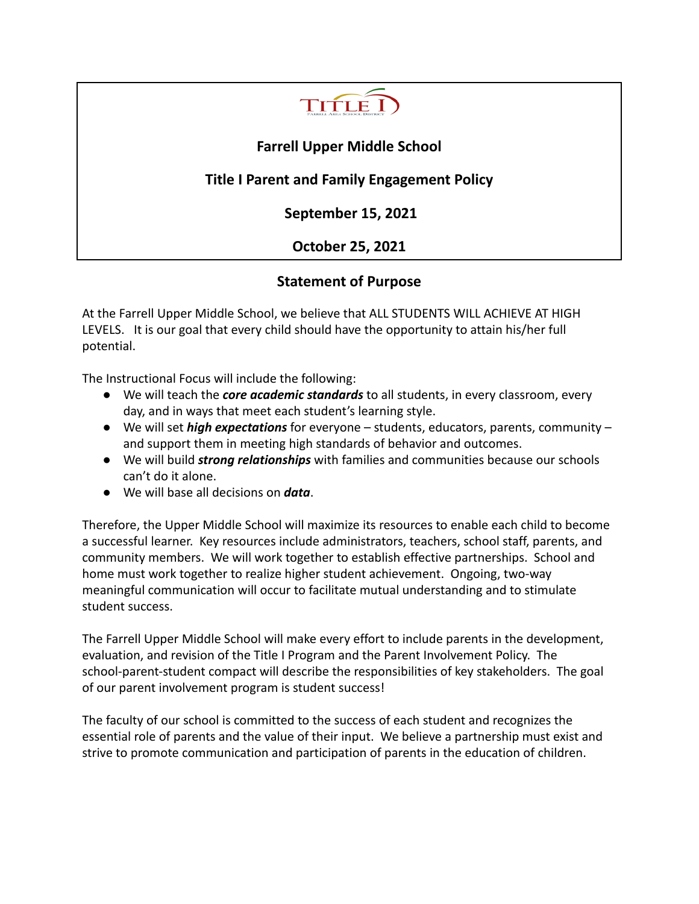# Farrell Upper Middle School

## Title I Parent and Family Engagement Policy

**September 15, 2021**

**October 25, 2021**

## Statement of Purpose

At the Farrell Upper Middle School, we believe that ALL STUDENTS WILL ACHIEVE AT HIGH LEVELS. It is our goal that every child should have the opportunity to attain his/her full potential.

The Instructional Focus will include the following:

- We will teach the ***core academic standards*** to all students, in every classroom, every day, and in ways that meet each student's learning style.
- We will set ***high expectations*** for everyone – students, educators, parents, community – and support them in meeting high standards of behavior and outcomes.
- We will build ***strong relationships*** with families and communities because our schools can't do it alone.
- We will base all decisions on ***data***.

Therefore, the Upper Middle School will maximize its resources to enable each child to become a successful learner. Key resources include administrators, teachers, school staff, parents, and community members. We will work together to establish effective partnerships. School and home must work together to realize higher student achievement. Ongoing, two-way meaningful communication will occur to facilitate mutual understanding and to stimulate student success.

The Farrell Upper Middle School will make every effort to include parents in the development, evaluation, and revision of the Title I Program and the Parent Involvement Policy. The school-parent-student compact will describe the responsibilities of key stakeholders. The goal of our parent involvement program is student success!

The faculty of our school is committed to the success of each student and recognizes the essential role of parents and the value of their input. We believe a partnership must exist and strive to promote communication and participation of parents in the education of children.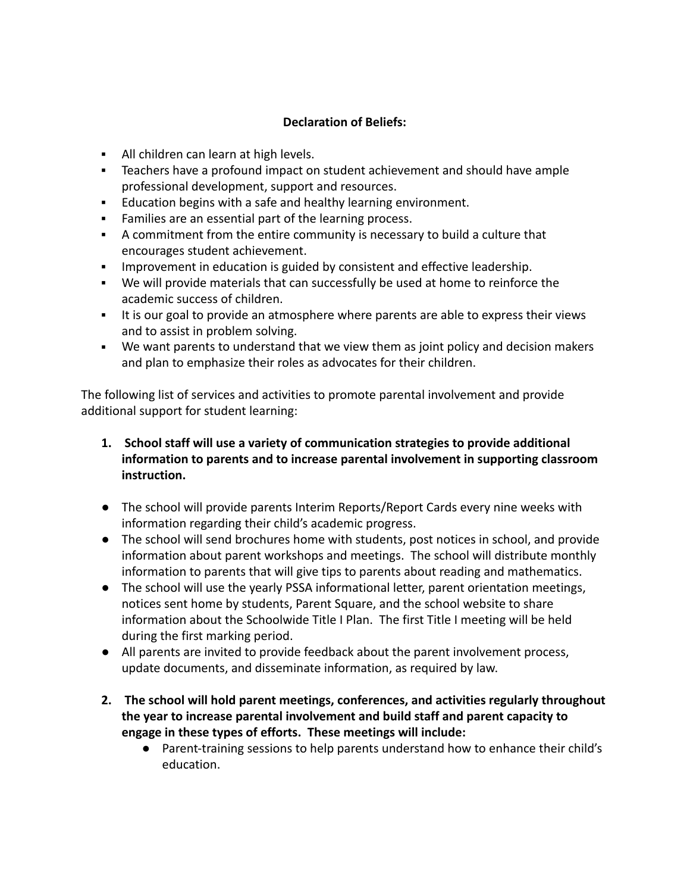**Declaration of Beliefs:**

- All children can learn at high levels.
- Teachers have a profound impact on student achievement and should have ample professional development, support and resources.
- Education begins with a safe and healthy learning environment.
- Families are an essential part of the learning process.
- A commitment from the entire community is necessary to build a culture that encourages student achievement.
- Improvement in education is guided by consistent and effective leadership.
- We will provide materials that can successfully be used at home to reinforce the academic success of children.
- It is our goal to provide an atmosphere where parents are able to express their views and to assist in problem solving.
- We want parents to understand that we view them as joint policy and decision makers and plan to emphasize their roles as advocates for their children.

The following list of services and activities to promote parental involvement and provide additional support for student learning:

1. **School staff will use a variety of communication strategies to provide additional information to parents and to increase parental involvement in supporting classroom instruction.**

- The school will provide parents Interim Reports/Report Cards every nine weeks with information regarding their child's academic progress.
- The school will send brochures home with students, post notices in school, and provide information about parent workshops and meetings. The school will distribute monthly information to parents that will give tips to parents about reading and mathematics.
- The school will use the yearly PSSA informational letter, parent orientation meetings, notices sent home by students, Parent Square, and the school website to share information about the Schoolwide Title I Plan. The first Title I meeting will be held during the first marking period.
- All parents are invited to provide feedback about the parent involvement process, update documents, and disseminate information, as required by law.

2. **The school will hold parent meetings, conferences, and activities regularly throughout the year to increase parental involvement and build staff and parent capacity to engage in these types of efforts. These meetings will include:**
    - Parent-training sessions to help parents understand how to enhance their child's education.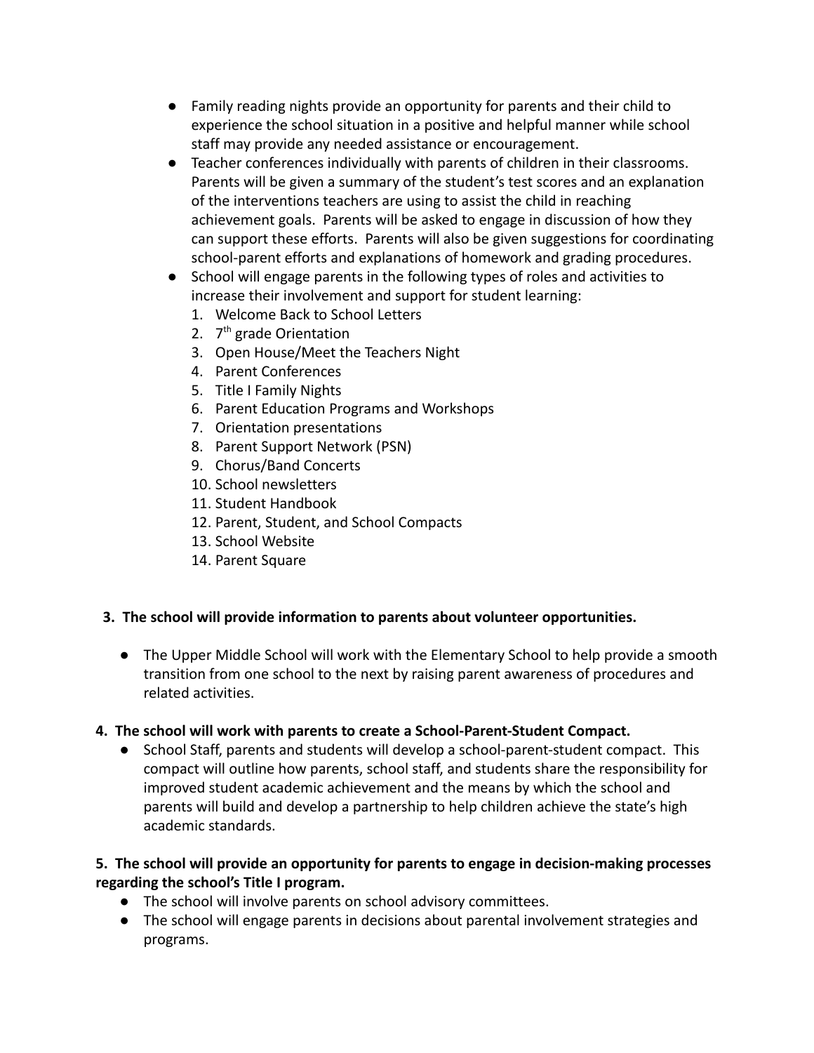- Family reading nights provide an opportunity for parents and their child to experience the school situation in a positive and helpful manner while school staff may provide any needed assistance or encouragement.
- Teacher conferences individually with parents of children in their classrooms. Parents will be given a summary of the student's test scores and an explanation of the interventions teachers are using to assist the child in reaching achievement goals. Parents will be asked to engage in discussion of how they can support these efforts. Parents will also be given suggestions for coordinating school-parent efforts and explanations of homework and grading procedures.
- School will engage parents in the following types of roles and activities to increase their involvement and support for student learning:
  1. Welcome Back to School Letters
  2. 7th grade Orientation
  3. Open House/Meet the Teachers Night
  4. Parent Conferences
  5. Title I Family Nights
  6. Parent Education Programs and Workshops
  7. Orientation presentations
  8. Parent Support Network (PSN)
  9. Chorus/Band Concerts
  10. School newsletters
  11. Student Handbook
  12. Parent, Student, and School Compacts
  13. School Website
  14. Parent Square

**3. The school will provide information to parents about volunteer opportunities.**

- The Upper Middle School will work with the Elementary School to help provide a smooth transition from one school to the next by raising parent awareness of procedures and related activities.

**4. The school will work with parents to create a School-Parent-Student Compact.**

- School Staff, parents and students will develop a school-parent-student compact. This compact will outline how parents, school staff, and students share the responsibility for improved student academic achievement and the means by which the school and parents will build and develop a partnership to help children achieve the state's high academic standards.

**5. The school will provide an opportunity for parents to engage in decision-making processes regarding the school's Title I program.**

- The school will involve parents on school advisory committees.
- The school will engage parents in decisions about parental involvement strategies and programs.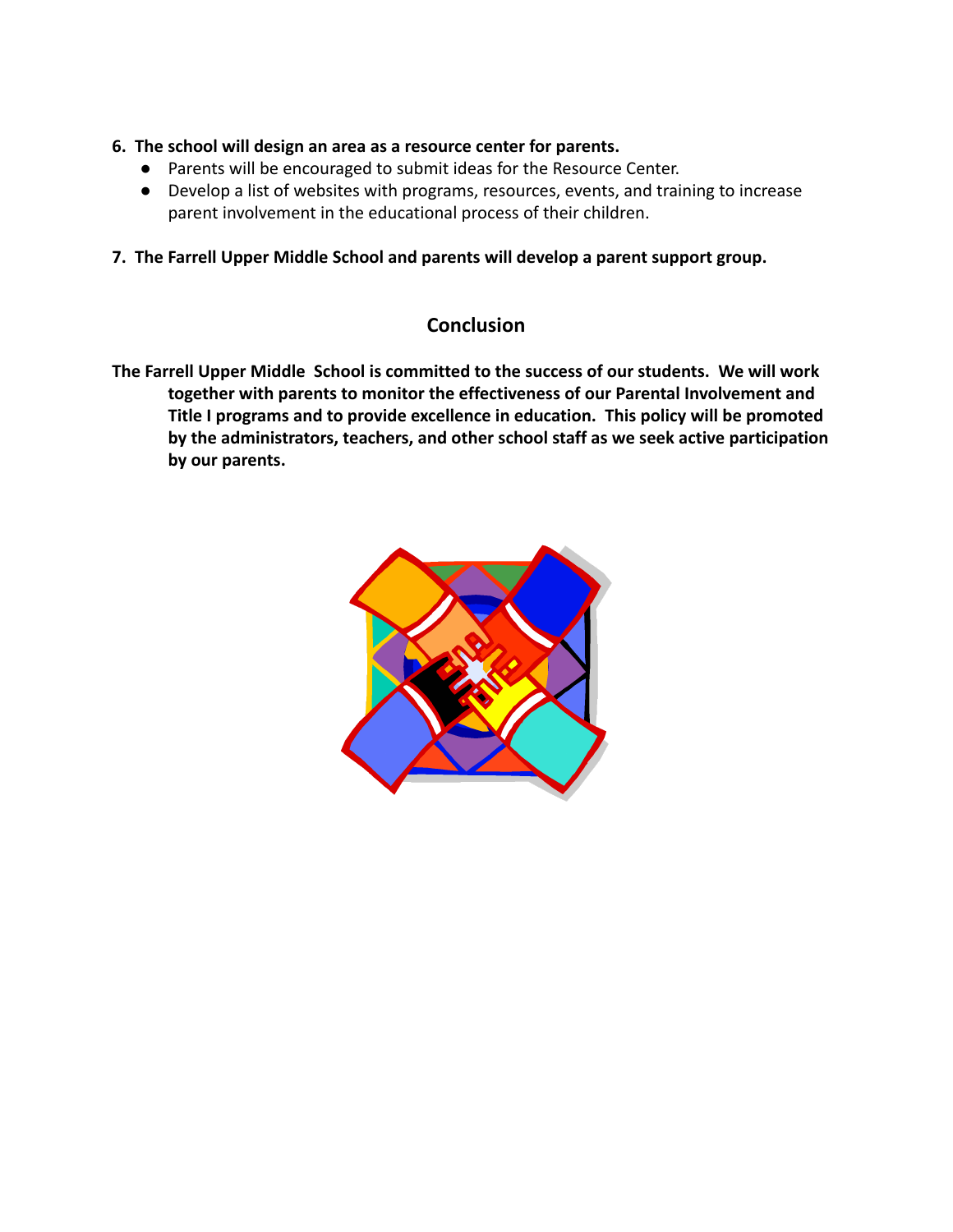6. **The school will design an area as a resource center for parents.**
   - Parents will be encouraged to submit ideas for the Resource Center.
   - Develop a list of websites with programs, resources, events, and training to increase parent involvement in the educational process of their children.

7. **The Farrell Upper Middle School and parents will develop a parent support group.**

## Conclusion

**The Farrell Upper Middle School is committed to the success of our students. We will work together with parents to monitor the effectiveness of our Parental Involvement and Title I programs and to provide excellence in education. This policy will be promoted by the administrators, teachers, and other school staff as we seek active participation by our parents.**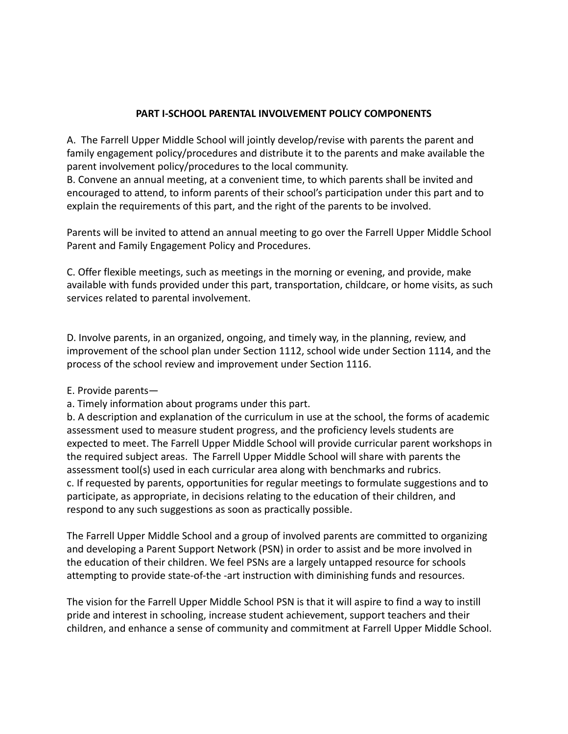**PART I-SCHOOL PARENTAL INVOLVEMENT POLICY COMPONENTS**

A. The Farrell Upper Middle School will jointly develop/revise with parents the parent and family engagement policy/procedures and distribute it to the parents and make available the parent involvement policy/procedures to the local community.
B. Convene an annual meeting, at a convenient time, to which parents shall be invited and encouraged to attend, to inform parents of their school's participation under this part and to explain the requirements of this part, and the right of the parents to be involved.

Parents will be invited to attend an annual meeting to go over the Farrell Upper Middle School Parent and Family Engagement Policy and Procedures.

C. Offer flexible meetings, such as meetings in the morning or evening, and provide, make available with funds provided under this part, transportation, childcare, or home visits, as such services related to parental involvement.

D. Involve parents, in an organized, ongoing, and timely way, in the planning, review, and improvement of the school plan under Section 1112, school wide under Section 1114, and the process of the school review and improvement under Section 1116.

E. Provide parents—
a. Timely information about programs under this part.
b. A description and explanation of the curriculum in use at the school, the forms of academic assessment used to measure student progress, and the proficiency levels students are expected to meet. The Farrell Upper Middle School will provide curricular parent workshops in the required subject areas. The Farrell Upper Middle School will share with parents the assessment tool(s) used in each curricular area along with benchmarks and rubrics.
c. If requested by parents, opportunities for regular meetings to formulate suggestions and to participate, as appropriate, in decisions relating to the education of their children, and respond to any such suggestions as soon as practically possible.

The Farrell Upper Middle School and a group of involved parents are committed to organizing and developing a Parent Support Network (PSN) in order to assist and be more involved in the education of their children. We feel PSNs are a largely untapped resource for schools attempting to provide state-of-the -art instruction with diminishing funds and resources.

The vision for the Farrell Upper Middle School PSN is that it will aspire to find a way to instill pride and interest in schooling, increase student achievement, support teachers and their children, and enhance a sense of community and commitment at Farrell Upper Middle School.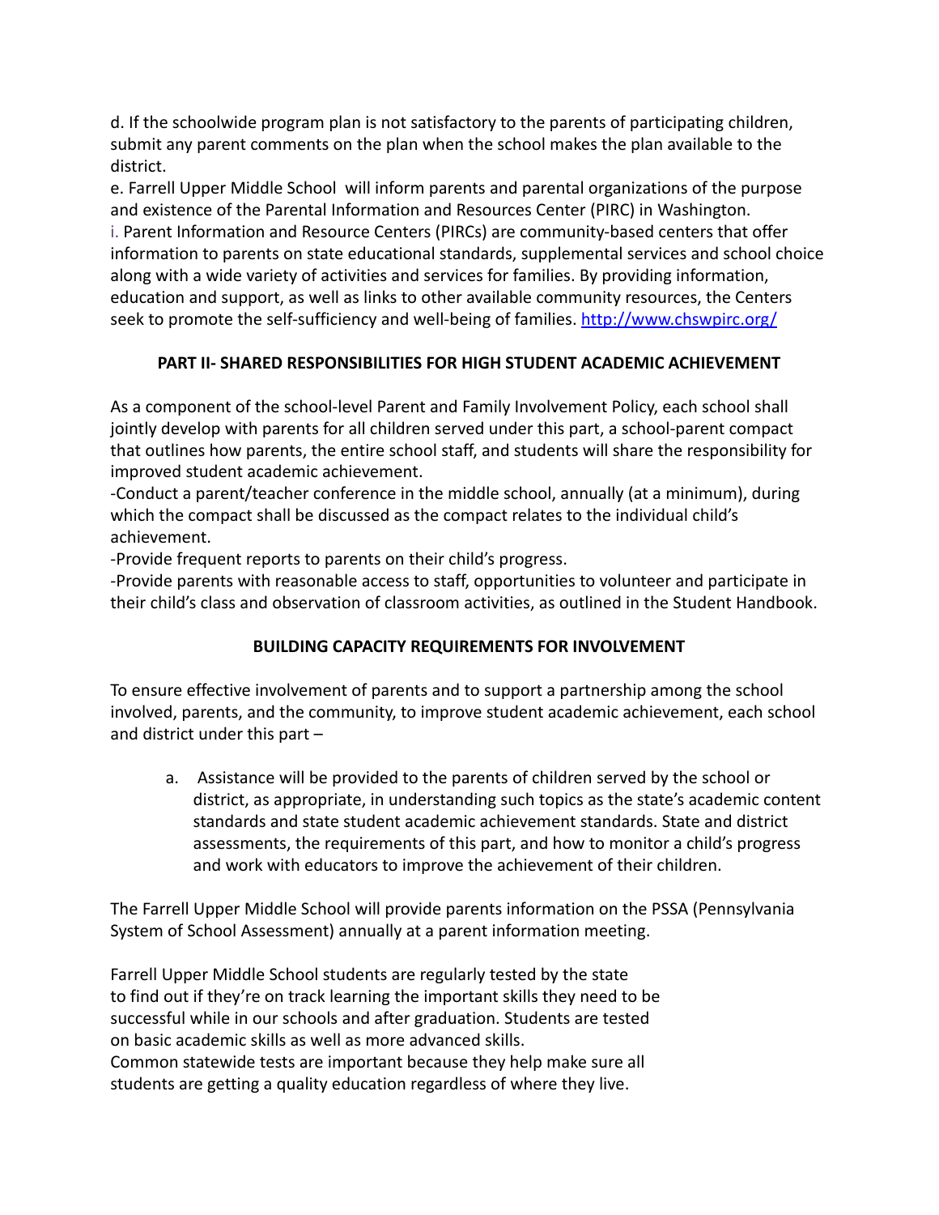d. If the schoolwide program plan is not satisfactory to the parents of participating children, submit any parent comments on the plan when the school makes the plan available to the district.

e. Farrell Upper Middle School will inform parents and parental organizations of the purpose and existence of the Parental Information and Resources Center (PIRC) in Washington.

i. Parent Information and Resource Centers (PIRCs) are community-based centers that offer information to parents on state educational standards, supplemental services and school choice along with a wide variety of activities and services for families. By providing information, education and support, as well as links to other available community resources, the Centers seek to promote the self-sufficiency and well-being of families. [http://www.chswpirc.org/](http://www.chswpirc.org/)

## PART II- SHARED RESPONSIBILITIES FOR HIGH STUDENT ACADEMIC ACHIEVEMENT

As a component of the school-level Parent and Family Involvement Policy, each school shall jointly develop with parents for all children served under this part, a school-parent compact that outlines how parents, the entire school staff, and students will share the responsibility for improved student academic achievement.

-Conduct a parent/teacher conference in the middle school, annually (at a minimum), during which the compact shall be discussed as the compact relates to the individual child's achievement.

-Provide frequent reports to parents on their child's progress.

-Provide parents with reasonable access to staff, opportunities to volunteer and participate in their child's class and observation of classroom activities, as outlined in the Student Handbook.

## BUILDING CAPACITY REQUIREMENTS FOR INVOLVEMENT

To ensure effective involvement of parents and to support a partnership among the school involved, parents, and the community, to improve student academic achievement, each school and district under this part –

a. Assistance will be provided to the parents of children served by the school or district, as appropriate, in understanding such topics as the state's academic content standards and state student academic achievement standards. State and district assessments, the requirements of this part, and how to monitor a child's progress and work with educators to improve the achievement of their children.

The Farrell Upper Middle School will provide parents information on the PSSA (Pennsylvania System of School Assessment) annually at a parent information meeting.

Farrell Upper Middle School students are regularly tested by the state to find out if they're on track learning the important skills they need to be successful while in our schools and after graduation. Students are tested on basic academic skills as well as more advanced skills.
Common statewide tests are important because they help make sure all students are getting a quality education regardless of where they live.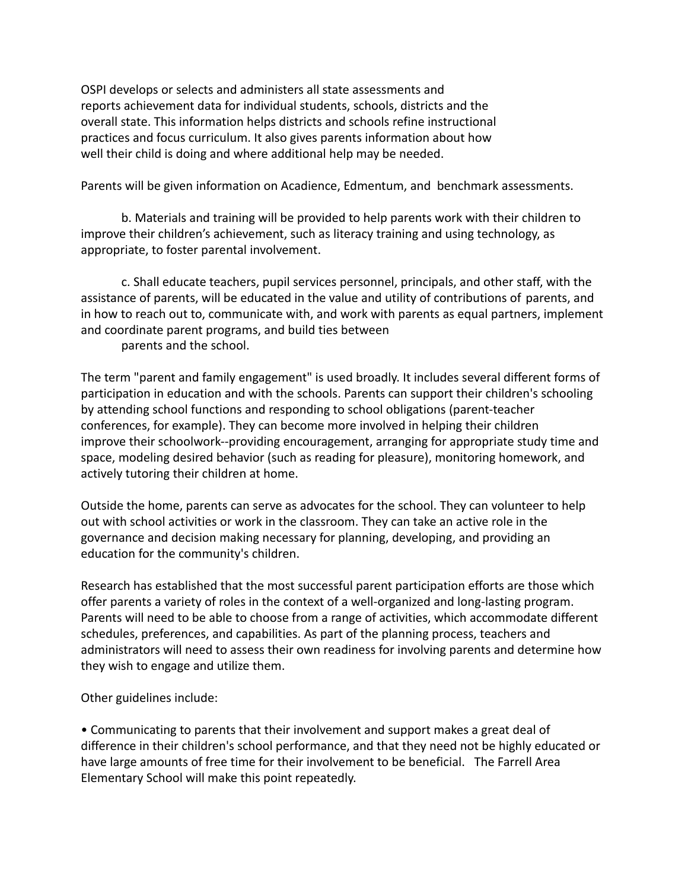OSPI develops or selects and administers all state assessments and reports achievement data for individual students, schools, districts and the overall state. This information helps districts and schools refine instructional practices and focus curriculum. It also gives parents information about how well their child is doing and where additional help may be needed.

Parents will be given information on Acadience, Edmentum, and benchmark assessments.

b. Materials and training will be provided to help parents work with their children to improve their children's achievement, such as literacy training and using technology, as appropriate, to foster parental involvement.

c. Shall educate teachers, pupil services personnel, principals, and other staff, with the assistance of parents, will be educated in the value and utility of contributions of parents, and in how to reach out to, communicate with, and work with parents as equal partners, implement and coordinate parent programs, and build ties between parents and the school.

The term "parent and family engagement" is used broadly. It includes several different forms of participation in education and with the schools. Parents can support their children's schooling by attending school functions and responding to school obligations (parent-teacher conferences, for example). They can become more involved in helping their children improve their schoolwork--providing encouragement, arranging for appropriate study time and space, modeling desired behavior (such as reading for pleasure), monitoring homework, and actively tutoring their children at home.

Outside the home, parents can serve as advocates for the school. They can volunteer to help out with school activities or work in the classroom. They can take an active role in the governance and decision making necessary for planning, developing, and providing an education for the community's children.

Research has established that the most successful parent participation efforts are those which offer parents a variety of roles in the context of a well-organized and long-lasting program. Parents will need to be able to choose from a range of activities, which accommodate different schedules, preferences, and capabilities. As part of the planning process, teachers and administrators will need to assess their own readiness for involving parents and determine how they wish to engage and utilize them.

Other guidelines include:

- Communicating to parents that their involvement and support makes a great deal of difference in their children's school performance, and that they need not be highly educated or have large amounts of free time for their involvement to be beneficial. The Farrell Area Elementary School will make this point repeatedly.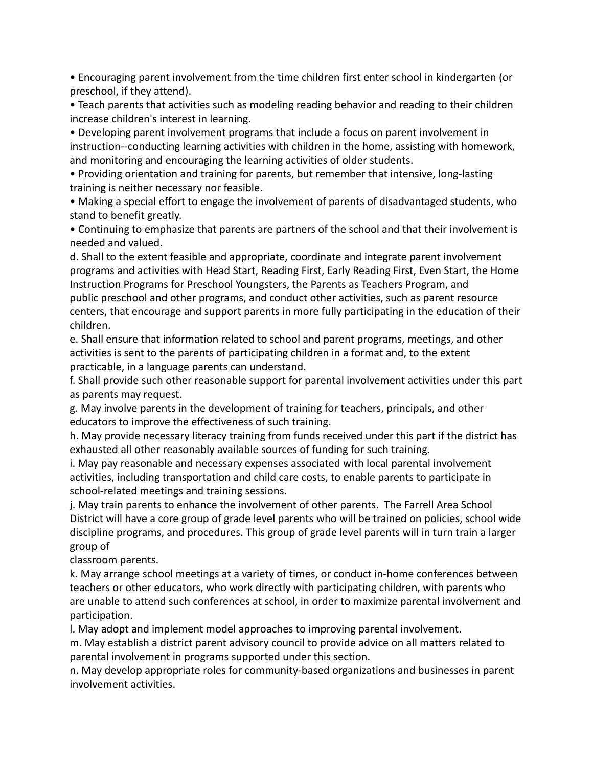- Encouraging parent involvement from the time children first enter school in kindergarten (or preschool, if they attend).
- Teach parents that activities such as modeling reading behavior and reading to their children increase children's interest in learning.
- Developing parent involvement programs that include a focus on parent involvement in instruction--conducting learning activities with children in the home, assisting with homework, and monitoring and encouraging the learning activities of older students.
- Providing orientation and training for parents, but remember that intensive, long-lasting training is neither necessary nor feasible.
- Making a special effort to engage the involvement of parents of disadvantaged students, who stand to benefit greatly.
- Continuing to emphasize that parents are partners of the school and that their involvement is needed and valued.

d. Shall to the extent feasible and appropriate, coordinate and integrate parent involvement programs and activities with Head Start, Reading First, Early Reading First, Even Start, the Home Instruction Programs for Preschool Youngsters, the Parents as Teachers Program, and public preschool and other programs, and conduct other activities, such as parent resource centers, that encourage and support parents in more fully participating in the education of their children.

e. Shall ensure that information related to school and parent programs, meetings, and other activities is sent to the parents of participating children in a format and, to the extent practicable, in a language parents can understand.

f. Shall provide such other reasonable support for parental involvement activities under this part as parents may request.

g. May involve parents in the development of training for teachers, principals, and other educators to improve the effectiveness of such training.

h. May provide necessary literacy training from funds received under this part if the district has exhausted all other reasonably available sources of funding for such training.

i. May pay reasonable and necessary expenses associated with local parental involvement activities, including transportation and child care costs, to enable parents to participate in school-related meetings and training sessions.

j. May train parents to enhance the involvement of other parents. The Farrell Area School District will have a core group of grade level parents who will be trained on policies, school wide discipline programs, and procedures. This group of grade level parents will in turn train a larger group of classroom parents.

k. May arrange school meetings at a variety of times, or conduct in-home conferences between teachers or other educators, who work directly with participating children, with parents who are unable to attend such conferences at school, in order to maximize parental involvement and participation.

l. May adopt and implement model approaches to improving parental involvement.

m. May establish a district parent advisory council to provide advice on all matters related to parental involvement in programs supported under this section.

n. May develop appropriate roles for community-based organizations and businesses in parent involvement activities.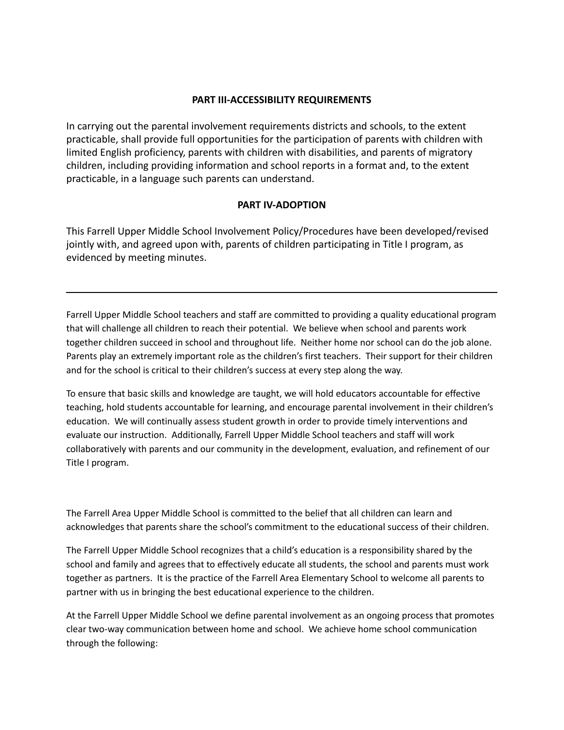## PART III-ACCESSIBILITY REQUIREMENTS

In carrying out the parental involvement requirements districts and schools, to the extent practicable, shall provide full opportunities for the participation of parents with children with limited English proficiency, parents with children with disabilities, and parents of migratory children, including providing information and school reports in a format and, to the extent practicable, in a language such parents can understand.

## PART IV-ADOPTION

This Farrell Upper Middle School Involvement Policy/Procedures have been developed/revised jointly with, and agreed upon with, parents of children participating in Title I program, as evidenced by meeting minutes.

---

Farrell Upper Middle School teachers and staff are committed to providing a quality educational program that will challenge all children to reach their potential. We believe when school and parents work together children succeed in school and throughout life. Neither home nor school can do the job alone. Parents play an extremely important role as the children's first teachers. Their support for their children and for the school is critical to their children's success at every step along the way.

To ensure that basic skills and knowledge are taught, we will hold educators accountable for effective teaching, hold students accountable for learning, and encourage parental involvement in their children's education. We will continually assess student growth in order to provide timely interventions and evaluate our instruction. Additionally, Farrell Upper Middle School teachers and staff will work collaboratively with parents and our community in the development, evaluation, and refinement of our Title I program.

The Farrell Area Upper Middle School is committed to the belief that all children can learn and acknowledges that parents share the school's commitment to the educational success of their children.

The Farrell Upper Middle School recognizes that a child's education is a responsibility shared by the school and family and agrees that to effectively educate all students, the school and parents must work together as partners. It is the practice of the Farrell Area Elementary School to welcome all parents to partner with us in bringing the best educational experience to the children.

At the Farrell Upper Middle School we define parental involvement as an ongoing process that promotes clear two-way communication between home and school. We achieve home school communication through the following: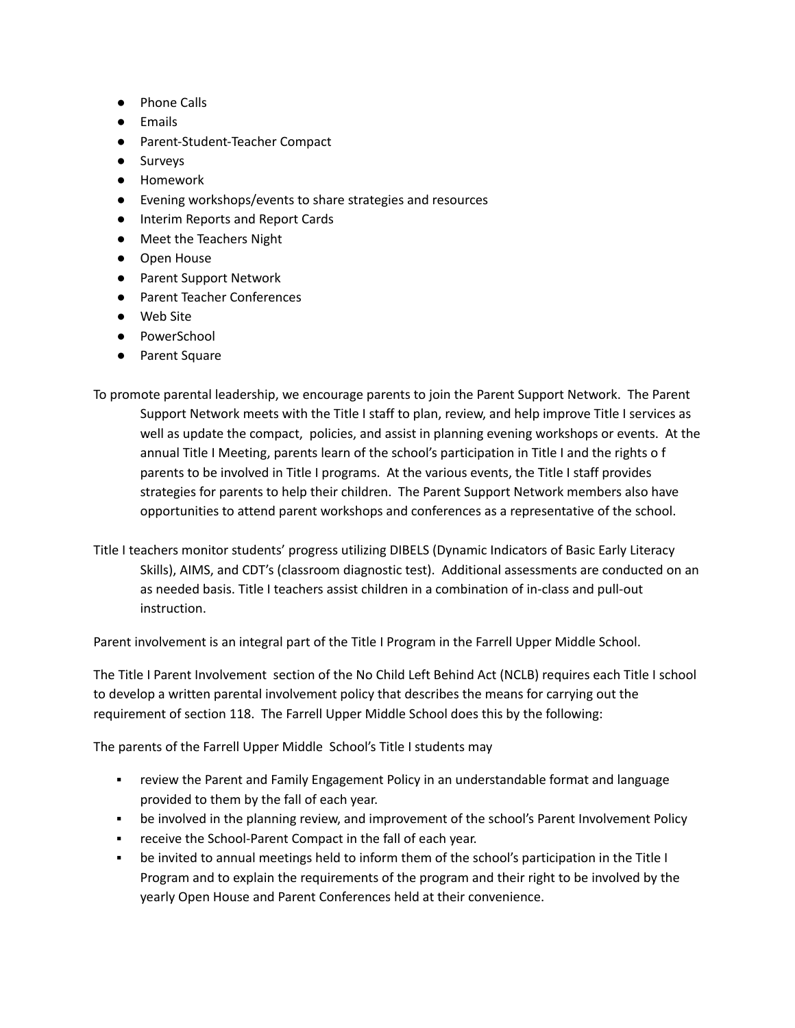- Phone Calls
- Emails
- Parent-Student-Teacher Compact
- Surveys
- Homework
- Evening workshops/events to share strategies and resources
- Interim Reports and Report Cards
- Meet the Teachers Night
- Open House
- Parent Support Network
- Parent Teacher Conferences
- Web Site
- PowerSchool
- Parent Square

To promote parental leadership, we encourage parents to join the Parent Support Network. The Parent Support Network meets with the Title I staff to plan, review, and help improve Title I services as well as update the compact, policies, and assist in planning evening workshops or events. At the annual Title I Meeting, parents learn of the school's participation in Title I and the rights o f parents to be involved in Title I programs. At the various events, the Title I staff provides strategies for parents to help their children. The Parent Support Network members also have opportunities to attend parent workshops and conferences as a representative of the school.

Title I teachers monitor students' progress utilizing DIBELS (Dynamic Indicators of Basic Early Literacy Skills), AIMS, and CDT's (classroom diagnostic test). Additional assessments are conducted on an as needed basis. Title I teachers assist children in a combination of in-class and pull-out instruction.

Parent involvement is an integral part of the Title I Program in the Farrell Upper Middle School.

The Title I Parent Involvement section of the No Child Left Behind Act (NCLB) requires each Title I school to develop a written parental involvement policy that describes the means for carrying out the requirement of section 118. The Farrell Upper Middle School does this by the following:

The parents of the Farrell Upper Middle School's Title I students may

- review the Parent and Family Engagement Policy in an understandable format and language provided to them by the fall of each year.
- be involved in the planning review, and improvement of the school's Parent Involvement Policy
- receive the School-Parent Compact in the fall of each year.
- be invited to annual meetings held to inform them of the school's participation in the Title I Program and to explain the requirements of the program and their right to be involved by the yearly Open House and Parent Conferences held at their convenience.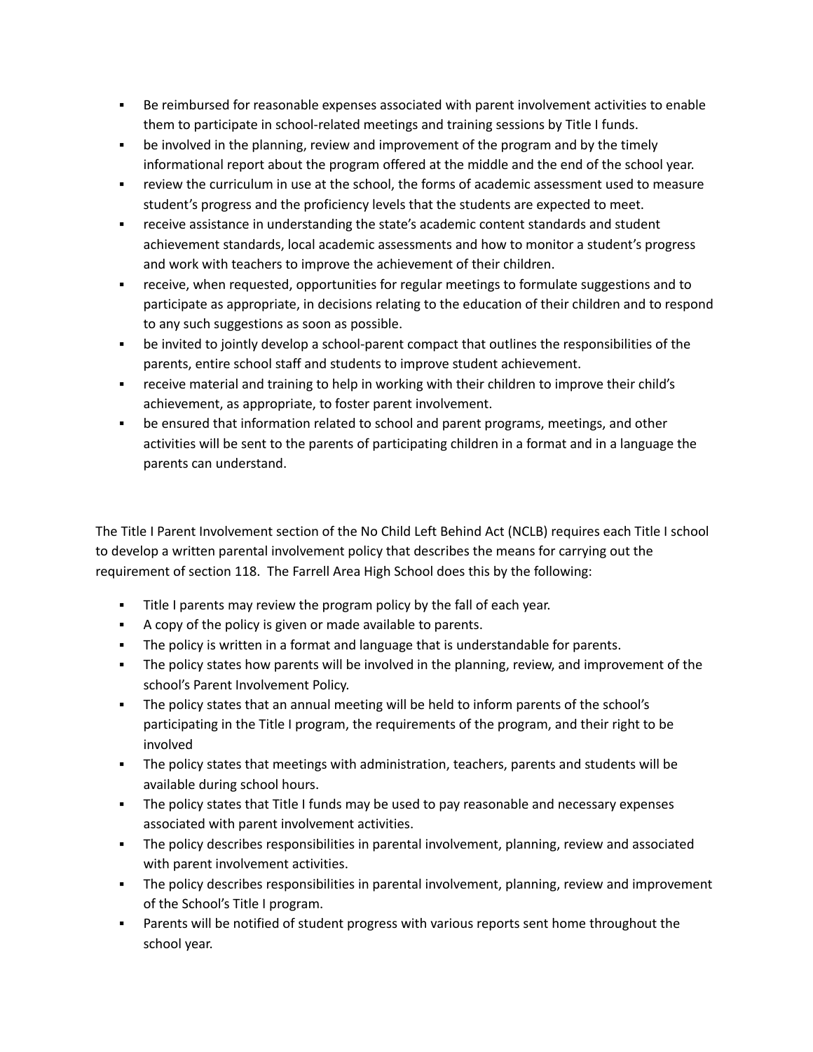- Be reimbursed for reasonable expenses associated with parent involvement activities to enable them to participate in school-related meetings and training sessions by Title I funds.
- be involved in the planning, review and improvement of the program and by the timely informational report about the program offered at the middle and the end of the school year.
- review the curriculum in use at the school, the forms of academic assessment used to measure student's progress and the proficiency levels that the students are expected to meet.
- receive assistance in understanding the state's academic content standards and student achievement standards, local academic assessments and how to monitor a student's progress and work with teachers to improve the achievement of their children.
- receive, when requested, opportunities for regular meetings to formulate suggestions and to participate as appropriate, in decisions relating to the education of their children and to respond to any such suggestions as soon as possible.
- be invited to jointly develop a school-parent compact that outlines the responsibilities of the parents, entire school staff and students to improve student achievement.
- receive material and training to help in working with their children to improve their child's achievement, as appropriate, to foster parent involvement.
- be ensured that information related to school and parent programs, meetings, and other activities will be sent to the parents of participating children in a format and in a language the parents can understand.

The Title I Parent Involvement section of the No Child Left Behind Act (NCLB) requires each Title I school to develop a written parental involvement policy that describes the means for carrying out the requirement of section 118. The Farrell Area High School does this by the following:

- Title I parents may review the program policy by the fall of each year.
- A copy of the policy is given or made available to parents.
- The policy is written in a format and language that is understandable for parents.
- The policy states how parents will be involved in the planning, review, and improvement of the school's Parent Involvement Policy.
- The policy states that an annual meeting will be held to inform parents of the school's participating in the Title I program, the requirements of the program, and their right to be involved
- The policy states that meetings with administration, teachers, parents and students will be available during school hours.
- The policy states that Title I funds may be used to pay reasonable and necessary expenses associated with parent involvement activities.
- The policy describes responsibilities in parental involvement, planning, review and associated with parent involvement activities.
- The policy describes responsibilities in parental involvement, planning, review and improvement of the School's Title I program.
- Parents will be notified of student progress with various reports sent home throughout the school year.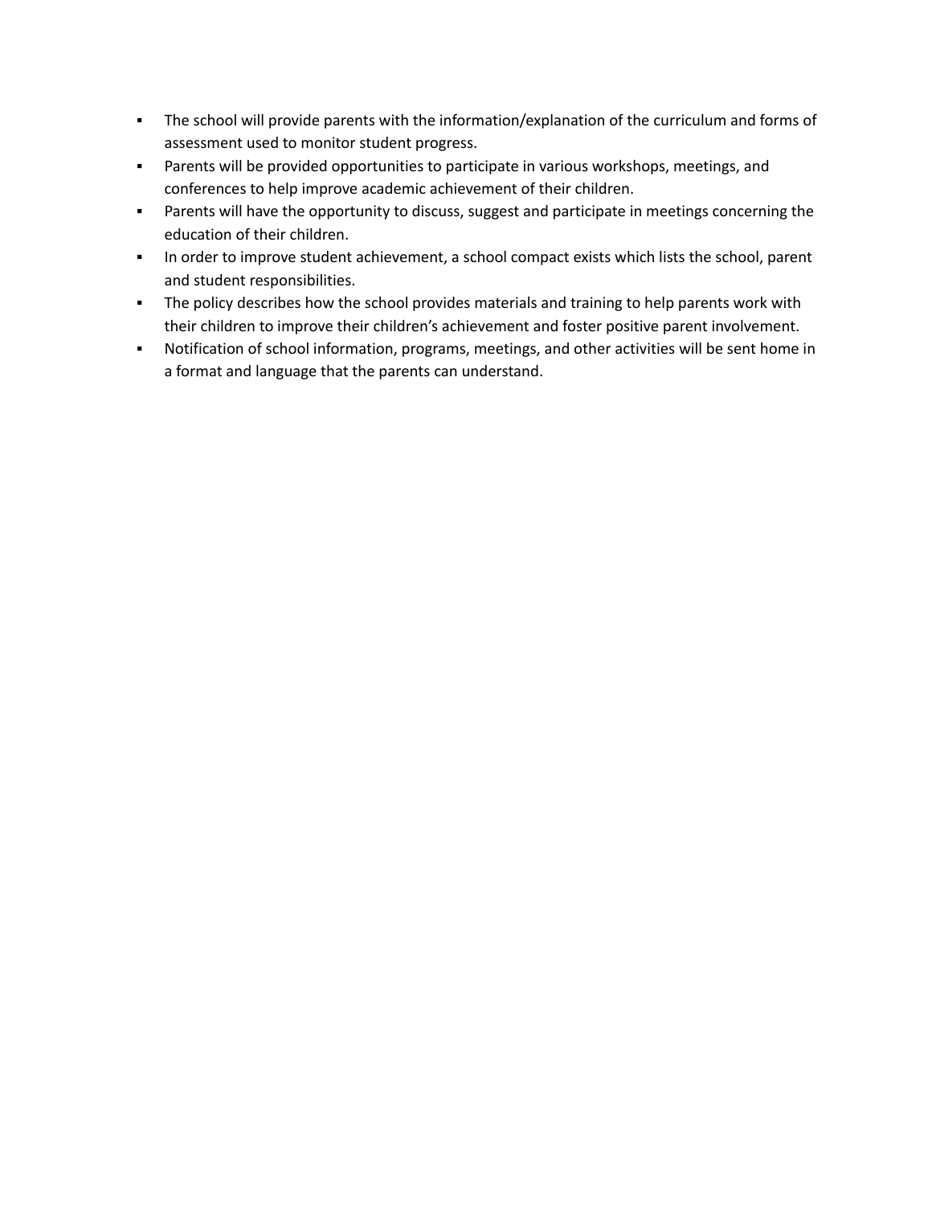- The school will provide parents with the information/explanation of the curriculum and forms of assessment used to monitor student progress.
- Parents will be provided opportunities to participate in various workshops, meetings, and conferences to help improve academic achievement of their children.
- Parents will have the opportunity to discuss, suggest and participate in meetings concerning the education of their children.
- In order to improve student achievement, a school compact exists which lists the school, parent and student responsibilities.
- The policy describes how the school provides materials and training to help parents work with their children to improve their children's achievement and foster positive parent involvement.
- Notification of school information, programs, meetings, and other activities will be sent home in a format and language that the parents can understand.